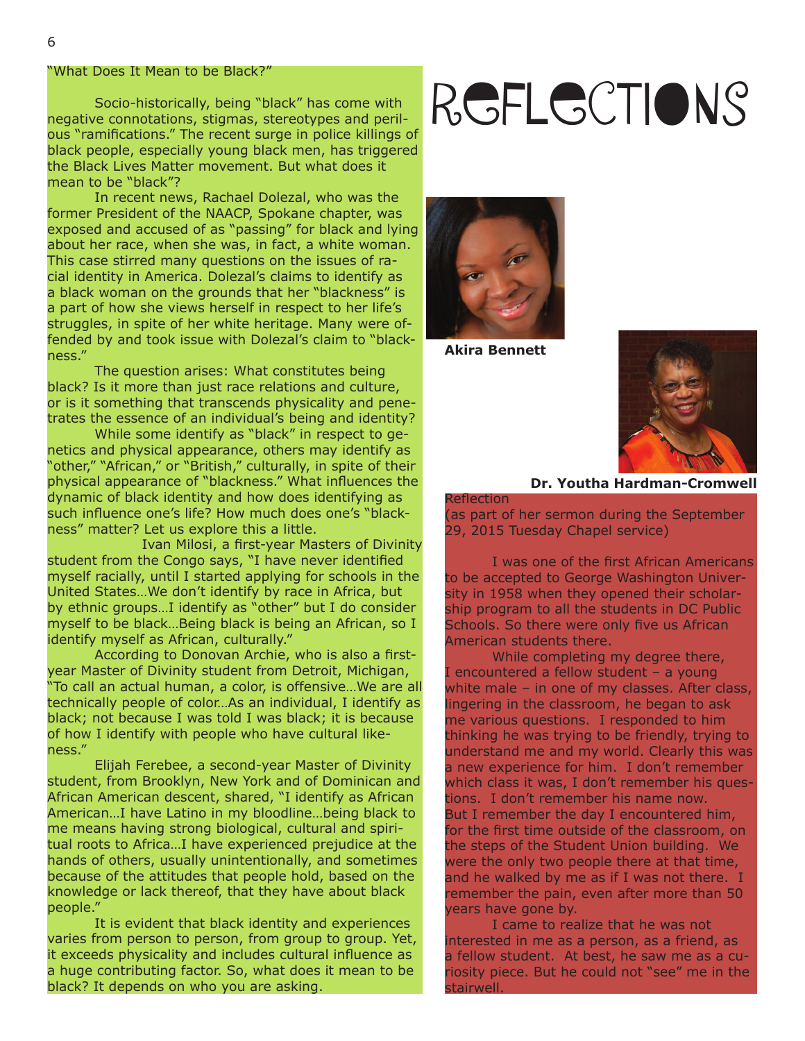# REFLECTIONS

## "What Does It Mean to be Black?"

Socio-historically, being "black" has come with negative connotations, stigmas, stereotypes and perilous "ramifications." The recent surge in police killings of black people, especially young black men, has triggered the Black Lives Matter movement. But what does it mean to be "black"?

In recent news, Rachael Dolezal, who was the former President of the NAACP, Spokane chapter, was exposed and accused of as "passing" for black and lying about her race, when she was, in fact, a white woman. This case stirred many questions on the issues of racial identity in America. Dolezal's claims to identify as a black woman on the grounds that her "blackness" is a part of how she views herself in respect to her life's struggles, in spite of her white heritage. Many were offended by and took issue with Dolezal's claim to "blackness."

The question arises: What constitutes being black? Is it more than just race relations and culture, or is it something that transcends physicality and penetrates the essence of an individual's being and identity?

While some identify as "black" in respect to genetics and physical appearance, others may identify as "other," "African," or "British," culturally, in spite of their physical appearance of "blackness." What influences the dynamic of black identity and how does identifying as such influence one's life? How much does one's "blackness" matter? Let us explore this a little.

Ivan Milosi, a first-year Masters of Divinity student from the Congo says, "I have never identified myself racially, until I started applying for schools in the United States…We don't identify by race in Africa, but by ethnic groups…I identify as "other" but I do consider myself to be black…Being black is being an African, so I identify myself as African, culturally."

According to Donovan Archie, who is also a first-year Master of Divinity student from Detroit, Michigan, "To call an actual human, a color, is offensive…We are all technically people of color…As an individual, I identify as black; not because I was told I was black; it is because of how I identify with people who have cultural likeness."

Elijah Ferebee, a second-year Master of Divinity student, from Brooklyn, New York and of Dominican and African American descent, shared, "I identify as African American…I have Latino in my bloodline…being black to me means having strong biological, cultural and spiritual roots to Africa…I have experienced prejudice at the hands of others, usually unintentionally, and sometimes because of the attitudes that people hold, based on the knowledge or lack thereof, that they have about black people."

It is evident that black identity and experiences varies from person to person, from group to group. Yet, it exceeds physicality and includes cultural influence as a huge contributing factor. So, what does it mean to be black? It depends on who you are asking.

**Akira Bennett**

**Dr. Youtha Hardman-Cromwell**

Reflection
(as part of her sermon during the September 29, 2015 Tuesday Chapel service)

I was one of the first African Americans to be accepted to George Washington University in 1958 when they opened their scholarship program to all the students in DC Public Schools. So there were only five us African American students there.

While completing my degree there, I encountered a fellow student – a young white male – in one of my classes. After class, lingering in the classroom, he began to ask me various questions. I responded to him thinking he was trying to be friendly, trying to understand me and my world. Clearly this was a new experience for him. I don't remember which class it was, I don't remember his questions. I don't remember his name now. But I remember the day I encountered him, for the first time outside of the classroom, on the steps of the Student Union building. We were the only two people there at that time, and he walked by me as if I was not there. I remember the pain, even after more than 50 years have gone by.

I came to realize that he was not interested in me as a person, as a friend, as a fellow student. At best, he saw me as a curiosity piece. But he could not "see" me in the stairwell.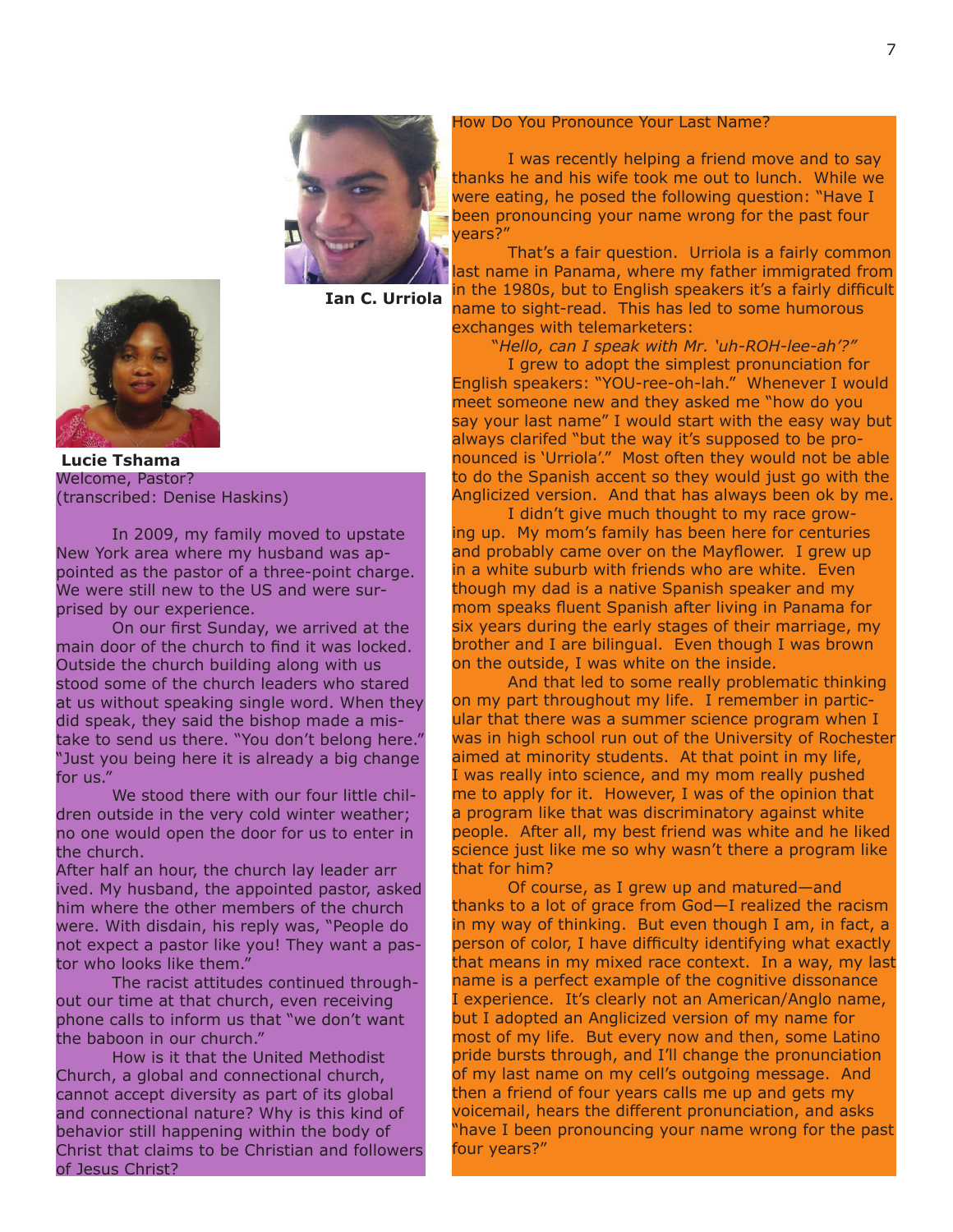**Lucie Tshama**

Welcome, Pastor?
(transcribed: Denise Haskins)

In 2009, my family moved to upstate New York area where my husband was appointed as the pastor of a three-point charge. We were still new to the US and were surprised by our experience.

On our first Sunday, we arrived at the main door of the church to find it was locked. Outside the church building along with us stood some of the church leaders who stared at us without speaking single word. When they did speak, they said the bishop made a mistake to send us there. "You don't belong here." "Just you being here it is already a big change for us."

We stood there with our four little children outside in the very cold winter weather; no one would open the door for us to enter in the church.

After half an hour, the church lay leader arrived. My husband, the appointed pastor, asked him where the other members of the church were. With disdain, his reply was, "People do not expect a pastor like you! They want a pastor who looks like them."

The racist attitudes continued throughout our time at that church, even receiving phone calls to inform us that "we don't want the baboon in our church."

How is it that the United Methodist Church, a global and connectional church, cannot accept diversity as part of its global and connectional nature? Why is this kind of behavior still happening within the body of Christ that claims to be Christian and followers of Jesus Christ?

**Ian C. Urriola**

How Do You Pronounce Your Last Name?

I was recently helping a friend move and to say thanks he and his wife took me out to lunch. While we were eating, he posed the following question: "Have I been pronouncing your name wrong for the past four years?"

That's a fair question. Urriola is a fairly common last name in Panama, where my father immigrated from in the 1980s, but to English speakers it's a fairly difficult name to sight-read. This has led to some humorous exchanges with telemarketers:

*"Hello, can I speak with Mr. 'uh-ROH-lee-ah'?"*

I grew to adopt the simplest pronunciation for English speakers: "YOU-ree-oh-lah." Whenever I would meet someone new and they asked me "how do you say your last name" I would start with the easy way but always clarifed "but the way it's supposed to be pronounced is 'Urriola'." Most often they would not be able to do the Spanish accent so they would just go with the Anglicized version. And that has always been ok by me.

I didn't give much thought to my race growing up. My mom's family has been here for centuries and probably came over on the Mayflower. I grew up in a white suburb with friends who are white. Even though my dad is a native Spanish speaker and my mom speaks fluent Spanish after living in Panama for six years during the early stages of their marriage, my brother and I are bilingual. Even though I was brown on the outside, I was white on the inside.

And that led to some really problematic thinking on my part throughout my life. I remember in particular that there was a summer science program when I was in high school run out of the University of Rochester aimed at minority students. At that point in my life, I was really into science, and my mom really pushed me to apply for it. However, I was of the opinion that a program like that was discriminatory against white people. After all, my best friend was white and he liked science just like me so why wasn't there a program like that for him?

Of course, as I grew up and matured—and thanks to a lot of grace from God—I realized the racism in my way of thinking. But even though I am, in fact, a person of color, I have difficulty identifying what exactly that means in my mixed race context. In a way, my last name is a perfect example of the cognitive dissonance I experience. It's clearly not an American/Anglo name, but I adopted an Anglicized version of my name for most of my life. But every now and then, some Latino pride bursts through, and I'll change the pronunciation of my last name on my cell's outgoing message. And then a friend of four years calls me up and gets my voicemail, hears the different pronunciation, and asks "have I been pronouncing your name wrong for the past four years?"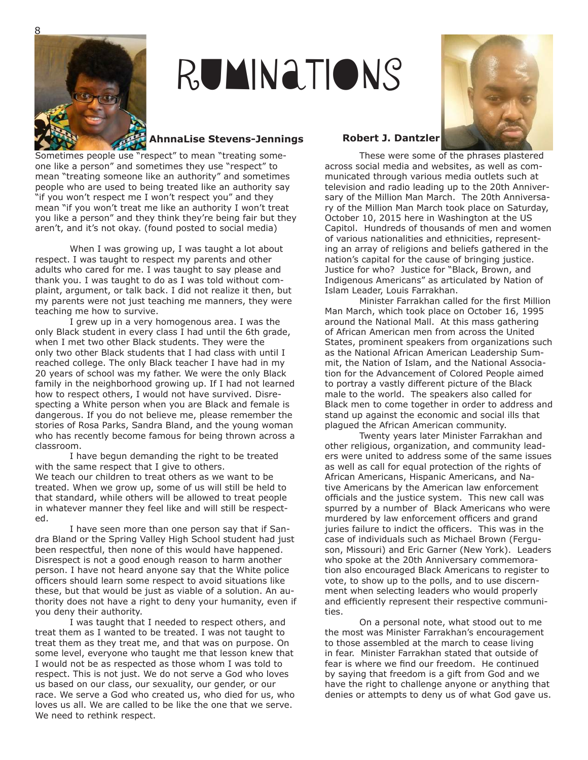# Ruminations

### AhnnaLise Stevens-Jennings

Sometimes people use "respect" to mean "treating someone like a person" and sometimes they use "respect" to mean "treating someone like an authority" and sometimes people who are used to being treated like an authority say "if you won't respect me I won't respect you" and they mean "if you won't treat me like an authority I won't treat you like a person" and they think they're being fair but they aren't, and it's not okay. (found posted to social media)

When I was growing up, I was taught a lot about respect. I was taught to respect my parents and other adults who cared for me. I was taught to say please and thank you. I was taught to do as I was told without complaint, argument, or talk back. I did not realize it then, but my parents were not just teaching me manners, they were teaching me how to survive.

I grew up in a very homogenous area. I was the only Black student in every class I had until the 6th grade, when I met two other Black students. They were the only two other Black students that I had class with until I reached college. The only Black teacher I have had in my 20 years of school was my father. We were the only Black family in the neighborhood growing up. If I had not learned how to respect others, I would not have survived. Disrespecting a White person when you are Black and female is dangerous. If you do not believe me, please remember the stories of Rosa Parks, Sandra Bland, and the young woman who has recently become famous for being thrown across a classroom.

I have begun demanding the right to be treated with the same respect that I give to others.
We teach our children to treat others as we want to be treated. When we grow up, some of us will still be held to that standard, while others will be allowed to treat people in whatever manner they feel like and will still be respected.

I have seen more than one person say that if Sandra Bland or the Spring Valley High School student had just been respectful, then none of this would have happened. Disrespect is not a good enough reason to harm another person. I have not heard anyone say that the White police officers should learn some respect to avoid situations like these, but that would be just as viable of a solution. An authority does not have a right to deny your humanity, even if you deny their authority.

I was taught that I needed to respect others, and treat them as I wanted to be treated. I was not taught to treat them as they treat me, and that was on purpose. On some level, everyone who taught me that lesson knew that I would not be as respected as those whom I was told to respect. This is not just. We do not serve a God who loves us based on our class, our sexuality, our gender, or our race. We serve a God who created us, who died for us, who loves us all. We are called to be like the one that we serve. We need to rethink respect.

### Robert J. Dantzler

These were some of the phrases plastered across social media and websites, as well as communicated through various media outlets such at television and radio leading up to the 20th Anniversary of the Million Man March. The 20th Anniversary of the Million Man March took place on Saturday, October 10, 2015 here in Washington at the US Capitol. Hundreds of thousands of men and women of various nationalities and ethnicities, representing an array of religions and beliefs gathered in the nation's capital for the cause of bringing justice. Justice for who? Justice for "Black, Brown, and Indigenous Americans" as articulated by Nation of Islam Leader, Louis Farrakhan.

Minister Farrakhan called for the first Million Man March, which took place on October 16, 1995 around the National Mall. At this mass gathering of African American men from across the United States, prominent speakers from organizations such as the National African American Leadership Summit, the Nation of Islam, and the National Association for the Advancement of Colored People aimed to portray a vastly different picture of the Black male to the world. The speakers also called for Black men to come together in order to address and stand up against the economic and social ills that plagued the African American community.

Twenty years later Minister Farrakhan and other religious, organization, and community leaders were united to address some of the same issues as well as call for equal protection of the rights of African Americans, Hispanic Americans, and Native Americans by the American law enforcement officials and the justice system. This new call was spurred by a number of Black Americans who were murdered by law enforcement officers and grand juries failure to indict the officers. This was in the case of individuals such as Michael Brown (Ferguson, Missouri) and Eric Garner (New York). Leaders who spoke at the 20th Anniversary commemoration also encouraged Black Americans to register to vote, to show up to the polls, and to use discernment when selecting leaders who would properly and efficiently represent their respective communities.

On a personal note, what stood out to me the most was Minister Farrakhan's encouragement to those assembled at the march to cease living in fear. Minister Farrakhan stated that outside of fear is where we find our freedom. He continued by saying that freedom is a gift from God and we have the right to challenge anyone or anything that denies or attempts to deny us of what God gave us.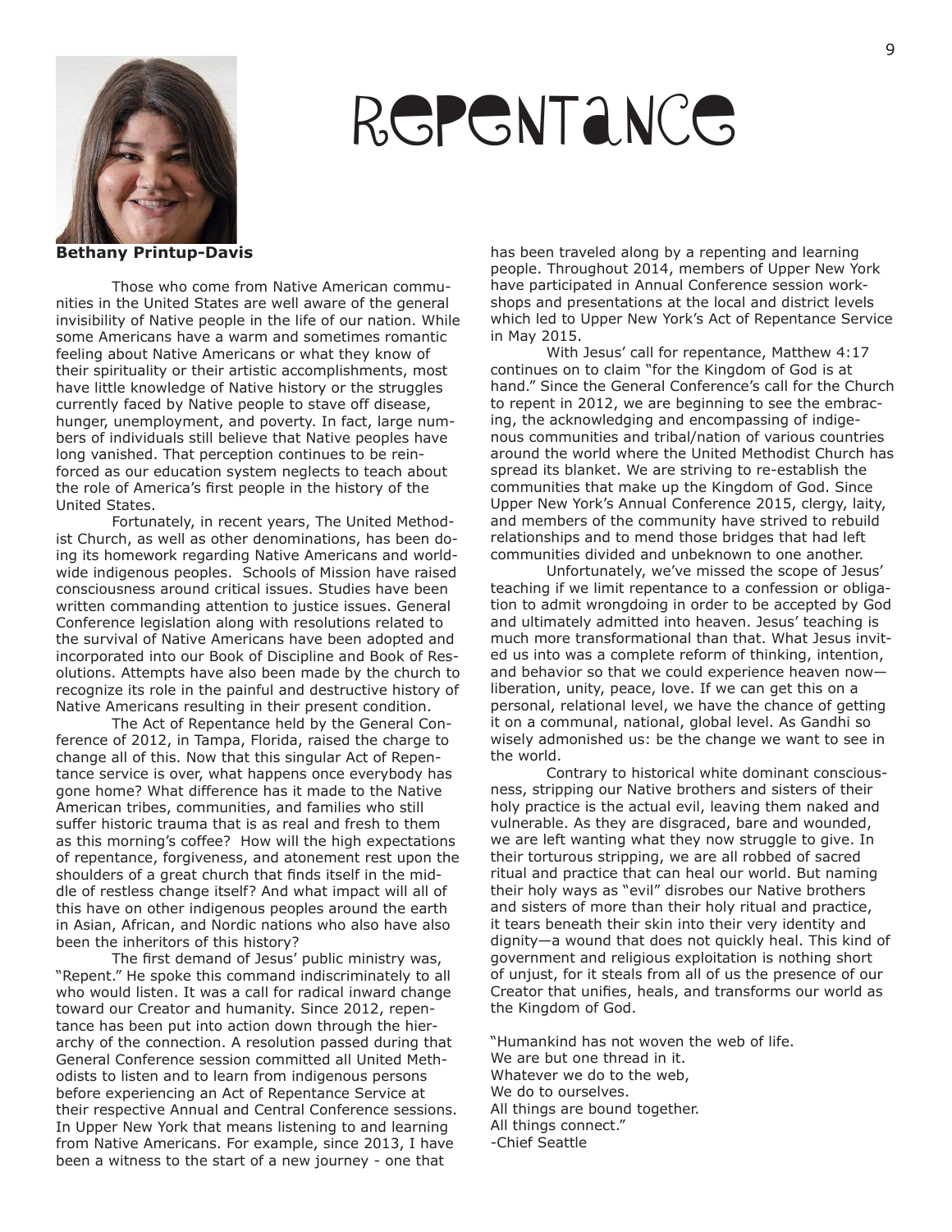# Repentance

**Bethany Printup-Davis**

Those who come from Native American communities in the United States are well aware of the general invisibility of Native people in the life of our nation. While some Americans have a warm and sometimes romantic feeling about Native Americans or what they know of their spirituality or their artistic accomplishments, most have little knowledge of Native history or the struggles currently faced by Native people to stave off disease, hunger, unemployment, and poverty. In fact, large numbers of individuals still believe that Native peoples have long vanished. That perception continues to be reinforced as our education system neglects to teach about the role of America's first people in the history of the United States.

Fortunately, in recent years, The United Methodist Church, as well as other denominations, has been doing its homework regarding Native Americans and worldwide indigenous peoples. Schools of Mission have raised consciousness around critical issues. Studies have been written commanding attention to justice issues. General Conference legislation along with resolutions related to the survival of Native Americans have been adopted and incorporated into our Book of Discipline and Book of Resolutions. Attempts have also been made by the church to recognize its role in the painful and destructive history of Native Americans resulting in their present condition.

The Act of Repentance held by the General Conference of 2012, in Tampa, Florida, raised the charge to change all of this. Now that this singular Act of Repentance service is over, what happens once everybody has gone home? What difference has it made to the Native American tribes, communities, and families who still suffer historic trauma that is as real and fresh to them as this morning's coffee? How will the high expectations of repentance, forgiveness, and atonement rest upon the shoulders of a great church that finds itself in the middle of restless change itself? And what impact will all of this have on other indigenous peoples around the earth in Asian, African, and Nordic nations who also have also been the inheritors of this history?

The first demand of Jesus' public ministry was, "Repent." He spoke this command indiscriminately to all who would listen. It was a call for radical inward change toward our Creator and humanity. Since 2012, repentance has been put into action down through the hierarchy of the connection. A resolution passed during that General Conference session committed all United Methodists to listen and to learn from indigenous persons before experiencing an Act of Repentance Service at their respective Annual and Central Conference sessions. In Upper New York that means listening to and learning from Native Americans. For example, since 2013, I have been a witness to the start of a new journey - one that has been traveled along by a repenting and learning people. Throughout 2014, members of Upper New York have participated in Annual Conference session workshops and presentations at the local and district levels which led to Upper New York's Act of Repentance Service in May 2015.

With Jesus' call for repentance, Matthew 4:17 continues on to claim "for the Kingdom of God is at hand." Since the General Conference's call for the Church to repent in 2012, we are beginning to see the embracing, the acknowledging and encompassing of indigenous communities and tribal/nation of various countries around the world where the United Methodist Church has spread its blanket. We are striving to re-establish the communities that make up the Kingdom of God. Since Upper New York's Annual Conference 2015, clergy, laity, and members of the community have strived to rebuild relationships and to mend those bridges that had left communities divided and unbeknown to one another.

Unfortunately, we've missed the scope of Jesus' teaching if we limit repentance to a confession or obligation to admit wrongdoing in order to be accepted by God and ultimately admitted into heaven. Jesus' teaching is much more transformational than that. What Jesus invited us into was a complete reform of thinking, intention, and behavior so that we could experience heaven now—liberation, unity, peace, love. If we can get this on a personal, relational level, we have the chance of getting it on a communal, national, global level. As Gandhi so wisely admonished us: be the change we want to see in the world.

Contrary to historical white dominant consciousness, stripping our Native brothers and sisters of their holy practice is the actual evil, leaving them naked and vulnerable. As they are disgraced, bare and wounded, we are left wanting what they now struggle to give. In their torturous stripping, we are all robbed of sacred ritual and practice that can heal our world. But naming their holy ways as "evil" disrobes our Native brothers and sisters of more than their holy ritual and practice, it tears beneath their skin into their very identity and dignity—a wound that does not quickly heal. This kind of government and religious exploitation is nothing short of unjust, for it steals from all of us the presence of our Creator that unifies, heals, and transforms our world as the Kingdom of God.

"Humankind has not woven the web of life.
We are but one thread in it.
Whatever we do to the web,
We do to ourselves.
All things are bound together.
All things connect."
-Chief Seattle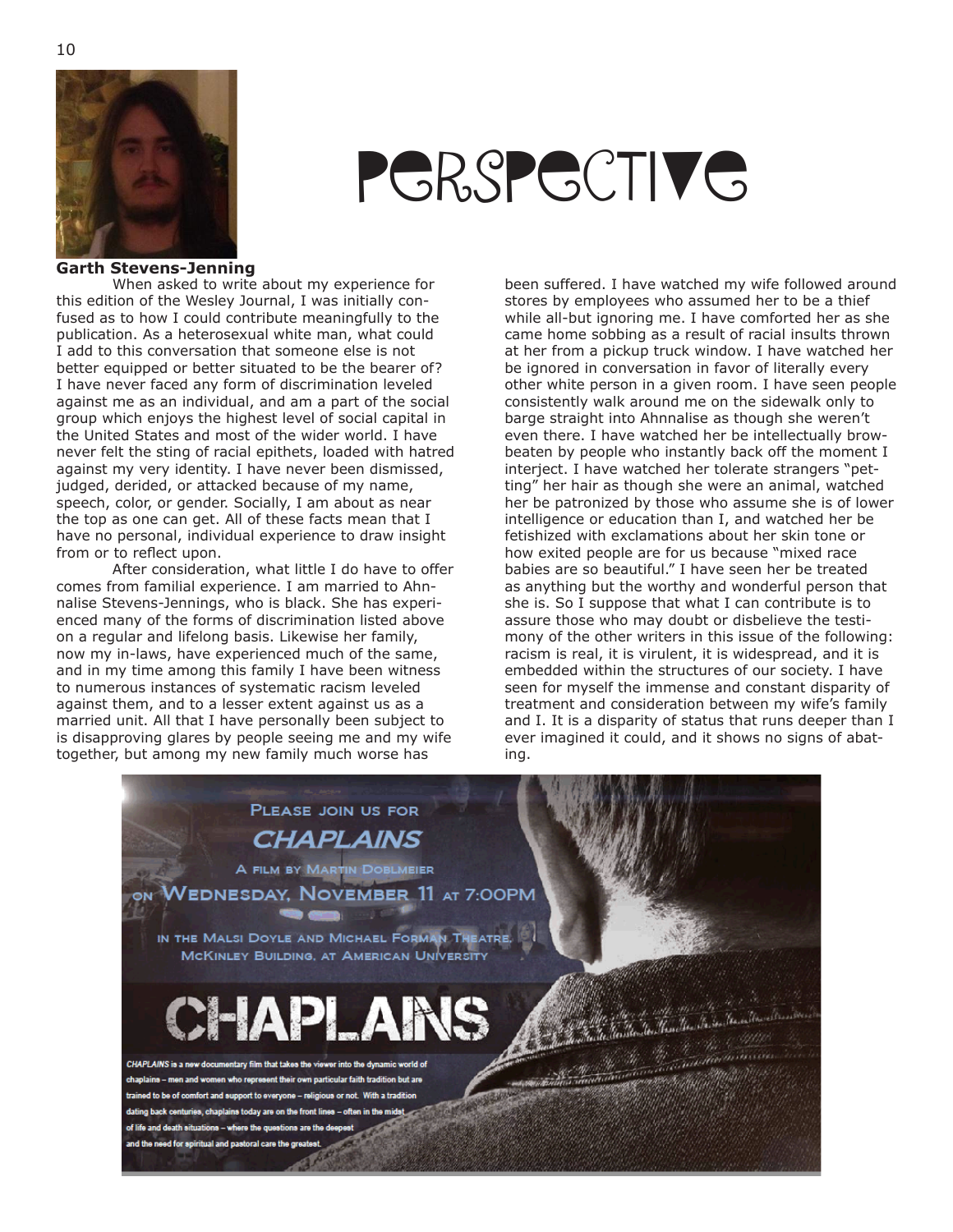# Perspective

**Garth Stevens-Jenning**

When asked to write about my experience for this edition of the Wesley Journal, I was initially confused as to how I could contribute meaningfully to the publication. As a heterosexual white man, what could I add to this conversation that someone else is not better equipped or better situated to be the bearer of? I have never faced any form of discrimination leveled against me as an individual, and am a part of the social group which enjoys the highest level of social capital in the United States and most of the wider world. I have never felt the sting of racial epithets, loaded with hatred against my very identity. I have never been dismissed, judged, derided, or attacked because of my name, speech, color, or gender. Socially, I am about as near the top as one can get. All of these facts mean that I have no personal, individual experience to draw insight from or to reflect upon.

After consideration, what little I do have to offer comes from familial experience. I am married to Ahnnalise Stevens-Jennings, who is black. She has experienced many of the forms of discrimination listed above on a regular and lifelong basis. Likewise her family, now my in-laws, have experienced much of the same, and in my time among this family I have been witness to numerous instances of systematic racism leveled against them, and to a lesser extent against us as a married unit. All that I have personally been subject to is disapproving glares by people seeing me and my wife together, but among my new family much worse has been suffered. I have watched my wife followed around stores by employees who assumed her to be a thief while all-but ignoring me. I have comforted her as she came home sobbing as a result of racial insults thrown at her from a pickup truck window. I have watched her be ignored in conversation in favor of literally every other white person in a given room. I have seen people consistently walk around me on the sidewalk only to barge straight into Ahnnalise as though she weren't even there. I have watched her be intellectually browbeaten by people who instantly back off the moment I interject. I have watched her tolerate strangers "petting" her hair as though she were an animal, watched her be patronized by those who assume she is of lower intelligence or education than I, and watched her be fetishized with exclamations about her skin tone or how exited people are for us because "mixed race babies are so beautiful." I have seen her be treated as anything but the worthy and wonderful person that she is. So I suppose that what I can contribute is to assure those who may doubt or disbelieve the testimony of the other writers in this issue of the following: racism is real, it is virulent, it is widespread, and it is embedded within the structures of our society. I have seen for myself the immense and constant disparity of treatment and consideration between my wife's family and I. It is a disparity of status that runs deeper than I ever imagined it could, and it shows no signs of abating.

Please join us for *CHAPLAINS*

A film by Martin Doblmeier

on Wednesday, November 11 at 7:00PM

in the Malsi Doyle and Michael Forman Theatre, McKinley Building, at American University

**CHAPLAINS**

*CHAPLAINS* is a new documentary film that takes the viewer into the dynamic world of chaplains – men and women who represent their own particular faith tradition but are trained to be of comfort and support to everyone – religious or not. With a tradition dating back centuries, chaplains today are on the front lines – often in the midst of life and death situations – where the questions are the deepest and the need for spiritual and pastoral care the greatest.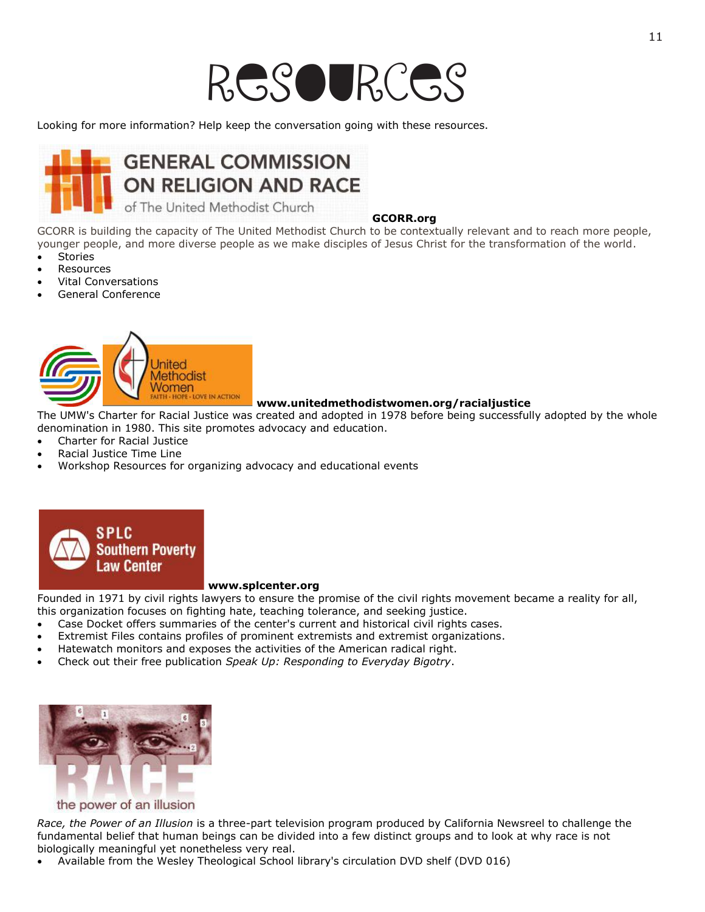# Resources

Looking for more information? Help keep the conversation going with these resources.

**GENERAL COMMISSION ON RELIGION AND RACE** of The United Methodist Church

**GCORR.org**

GCORR is building the capacity of The United Methodist Church to be contextually relevant and to reach more people, younger people, and more diverse people as we make disciples of Jesus Christ for the transformation of the world.

- Stories
- Resources
- Vital Conversations
- General Conference

United Methodist Women — FAITH · HOPE · LOVE IN ACTION

**www.unitedmethodistwomen.org/racialjustice**

The UMW's Charter for Racial Justice was created and adopted in 1978 before being successfully adopted by the whole denomination in 1980. This site promotes advocacy and education.

- Charter for Racial Justice
- Racial Justice Time Line
- Workshop Resources for organizing advocacy and educational events

SPLC Southern Poverty Law Center

**www.splcenter.org**

Founded in 1971 by civil rights lawyers to ensure the promise of the civil rights movement became a reality for all, this organization focuses on fighting hate, teaching tolerance, and seeking justice.

- Case Docket offers summaries of the center's current and historical civil rights cases.
- Extremist Files contains profiles of prominent extremists and extremist organizations.
- Hatewatch monitors and exposes the activities of the American radical right.
- Check out their free publication *Speak Up: Responding to Everyday Bigotry*.

RACE the power of an illusion

*Race, the Power of an Illusion* is a three-part television program produced by California Newsreel to challenge the fundamental belief that human beings can be divided into a few distinct groups and to look at why race is not biologically meaningful yet nonetheless very real.

- Available from the Wesley Theological School library's circulation DVD shelf (DVD 016)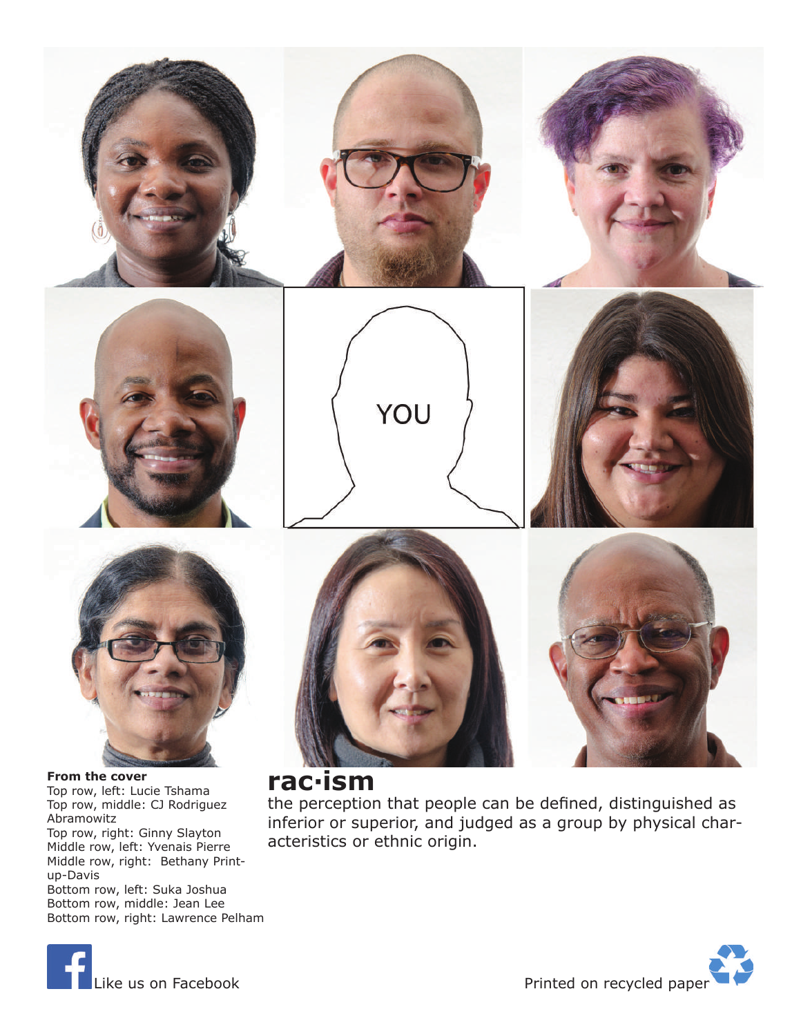YOU

**From the cover**
Top row, left: Lucie Tshama
Top row, middle: CJ Rodriguez Abramowitz
Top row, right: Ginny Slayton
Middle row, left: Yvenais Pierre
Middle row, right: Bethany Printup-Davis
Bottom row, left: Suka Joshua
Bottom row, middle: Jean Lee
Bottom row, right: Lawrence Pelham

## rac·ism

the perception that people can be defined, distinguished as inferior or superior, and judged as a group by physical characteristics or ethnic origin.

Like us on Facebook

Printed on recycled paper